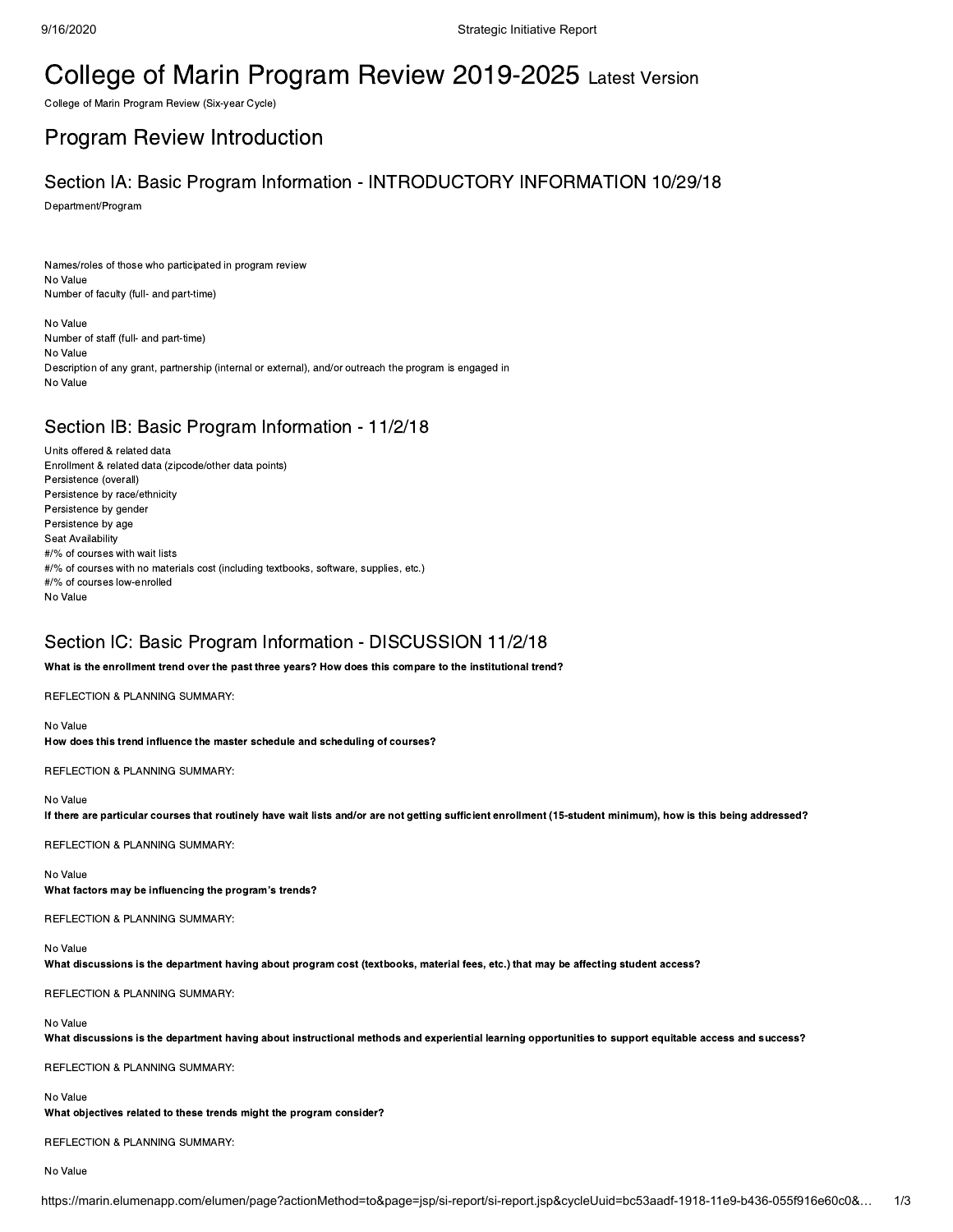# College of Marin Program Review 2019-2025 Latest Version

College of Marin Program Review (Six-year Cycle)

## Program Review Introduction

### Section IA: Basic Program Information - INTRODUCTORY INFORMATION 10/29/18

Department/Program

Names/roles of those who participated in program review
No Value
Number of faculty (full- and part-time)

No Value
Number of staff (full- and part-time)
No Value
Description of any grant, partnership (internal or external), and/or outreach the program is engaged in
No Value

### Section IB: Basic Program Information - 11/2/18

Units offered & related data
Enrollment & related data (zipcode/other data points)
Persistence (overall)
Persistence by race/ethnicity
Persistence by gender
Persistence by age
Seat Availability
#/% of courses with wait lists
#/% of courses with no materials cost (including textbooks, software, supplies, etc.)
#/% of courses low-enrolled
No Value

### Section IC: Basic Program Information - DISCUSSION 11/2/18

**What is the enrollment trend over the past three years? How does this compare to the institutional trend?**

REFLECTION & PLANNING SUMMARY:

No Value
**How does this trend influence the master schedule and scheduling of courses?**

REFLECTION & PLANNING SUMMARY:

No Value
**If there are particular courses that routinely have wait lists and/or are not getting sufficient enrollment (15-student minimum), how is this being addressed?**

REFLECTION & PLANNING SUMMARY:

No Value
**What factors may be influencing the program's trends?**

REFLECTION & PLANNING SUMMARY:

No Value
**What discussions is the department having about program cost (textbooks, material fees, etc.) that may be affecting student access?**

REFLECTION & PLANNING SUMMARY:

No Value
**What discussions is the department having about instructional methods and experiential learning opportunities to support equitable access and success?**

REFLECTION & PLANNING SUMMARY:

No Value
**What objectives related to these trends might the program consider?**

REFLECTION & PLANNING SUMMARY:

No Value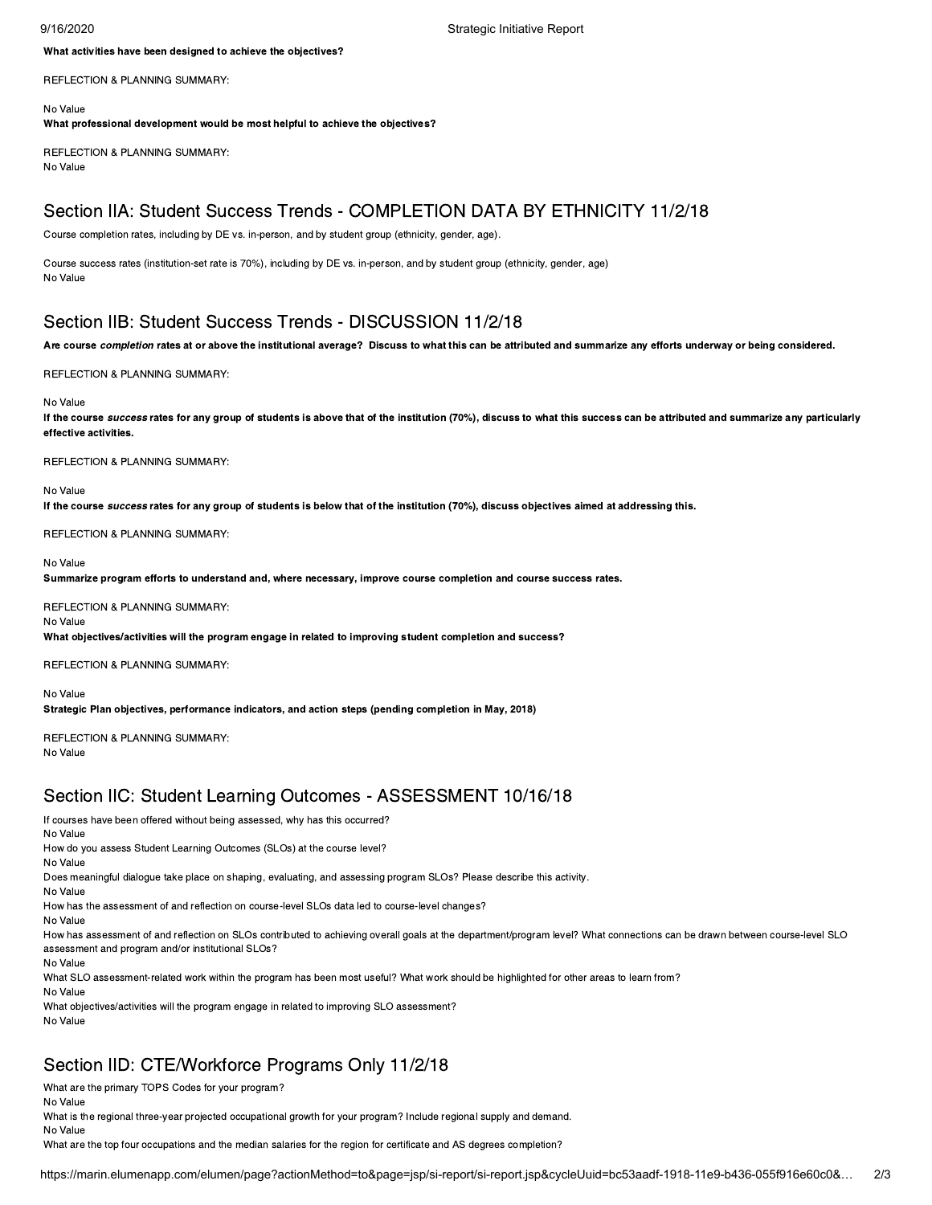**What activities have been designed to achieve the objectives?**

REFLECTION & PLANNING SUMMARY:

No Value

**What professional development would be most helpful to achieve the objectives?**

REFLECTION & PLANNING SUMMARY:

No Value

## Section IIA: Student Success Trends - COMPLETION DATA BY ETHNICITY 11/2/18

Course completion rates, including by DE vs. in-person, and by student group (ethnicity, gender, age).

Course success rates (institution-set rate is 70%), including by DE vs. in-person, and by student group (ethnicity, gender, age)

No Value

## Section IIB: Student Success Trends - DISCUSSION 11/2/18

**Are course *completion* rates at or above the institutional average? Discuss to what this can be attributed and summarize any efforts underway or being considered.**

REFLECTION & PLANNING SUMMARY:

No Value

**If the course *success* rates for any group of students is above that of the institution (70%), discuss to what this success can be attributed and summarize any particularly effective activities.**

REFLECTION & PLANNING SUMMARY:

No Value

**If the course *success* rates for any group of students is below that of the institution (70%), discuss objectives aimed at addressing this.**

REFLECTION & PLANNING SUMMARY:

No Value

**Summarize program efforts to understand and, where necessary, improve course completion and course success rates.**

REFLECTION & PLANNING SUMMARY:

No Value

**What objectives/activities will the program engage in related to improving student completion and success?**

REFLECTION & PLANNING SUMMARY:

No Value

**Strategic Plan objectives, performance indicators, and action steps (pending completion in May, 2018)**

REFLECTION & PLANNING SUMMARY:

No Value

## Section IIC: Student Learning Outcomes - ASSESSMENT 10/16/18

If courses have been offered without being assessed, why has this occurred?

No Value

How do you assess Student Learning Outcomes (SLOs) at the course level?

No Value

Does meaningful dialogue take place on shaping, evaluating, and assessing program SLOs? Please describe this activity.

No Value

How has the assessment of and reflection on course-level SLOs data led to course-level changes?

No Value

How has assessment of and reflection on SLOs contributed to achieving overall goals at the department/program level? What connections can be drawn between course-level SLO assessment and program and/or institutional SLOs?

No Value

What SLO assessment-related work within the program has been most useful? What work should be highlighted for other areas to learn from?

No Value

What objectives/activities will the program engage in related to improving SLO assessment?

No Value

## Section IID: CTE/Workforce Programs Only 11/2/18

What are the primary TOPS Codes for your program?

No Value

What is the regional three-year projected occupational growth for your program? Include regional supply and demand.

No Value

What are the top four occupations and the median salaries for the region for certificate and AS degrees completion?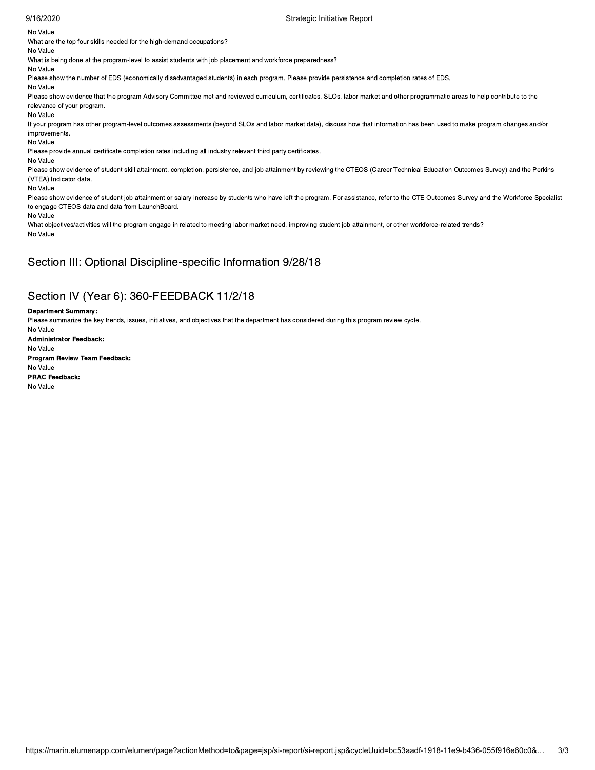No Value

What are the top four skills needed for the high-demand occupations?

No Value

What is being done at the program-level to assist students with job placement and workforce preparedness?

No Value

Please show the number of EDS (economically disadvantaged students) in each program. Please provide persistence and completion rates of EDS.

No Value

Please show evidence that the program Advisory Committee met and reviewed curriculum, certificates, SLOs, labor market and other programmatic areas to help contribute to the relevance of your program.

No Value

If your program has other program-level outcomes assessments (beyond SLOs and labor market data), discuss how that information has been used to make program changes and/or improvements.

No Value

Please provide annual certificate completion rates including all industry relevant third party certificates.

No Value

Please show evidence of student skill attainment, completion, persistence, and job attainment by reviewing the CTEOS (Career Technical Education Outcomes Survey) and the Perkins (VTEA) Indicator data.

No Value

Please show evidence of student job attainment or salary increase by students who have left the program. For assistance, refer to the CTE Outcomes Survey and the Workforce Specialist to engage CTEOS data and data from LaunchBoard.

No Value

What objectives/activities will the program engage in related to meeting labor market need, improving student job attainment, or other workforce-related trends?

No Value

## Section III: Optional Discipline-specific Information 9/28/18

## Section IV (Year 6): 360-FEEDBACK 11/2/18

**Department Summary:**

Please summarize the key trends, issues, initiatives, and objectives that the department has considered during this program review cycle.

No Value

**Administrator Feedback:**

No Value

**Program Review Team Feedback:**

No Value

**PRAC Feedback:**

No Value